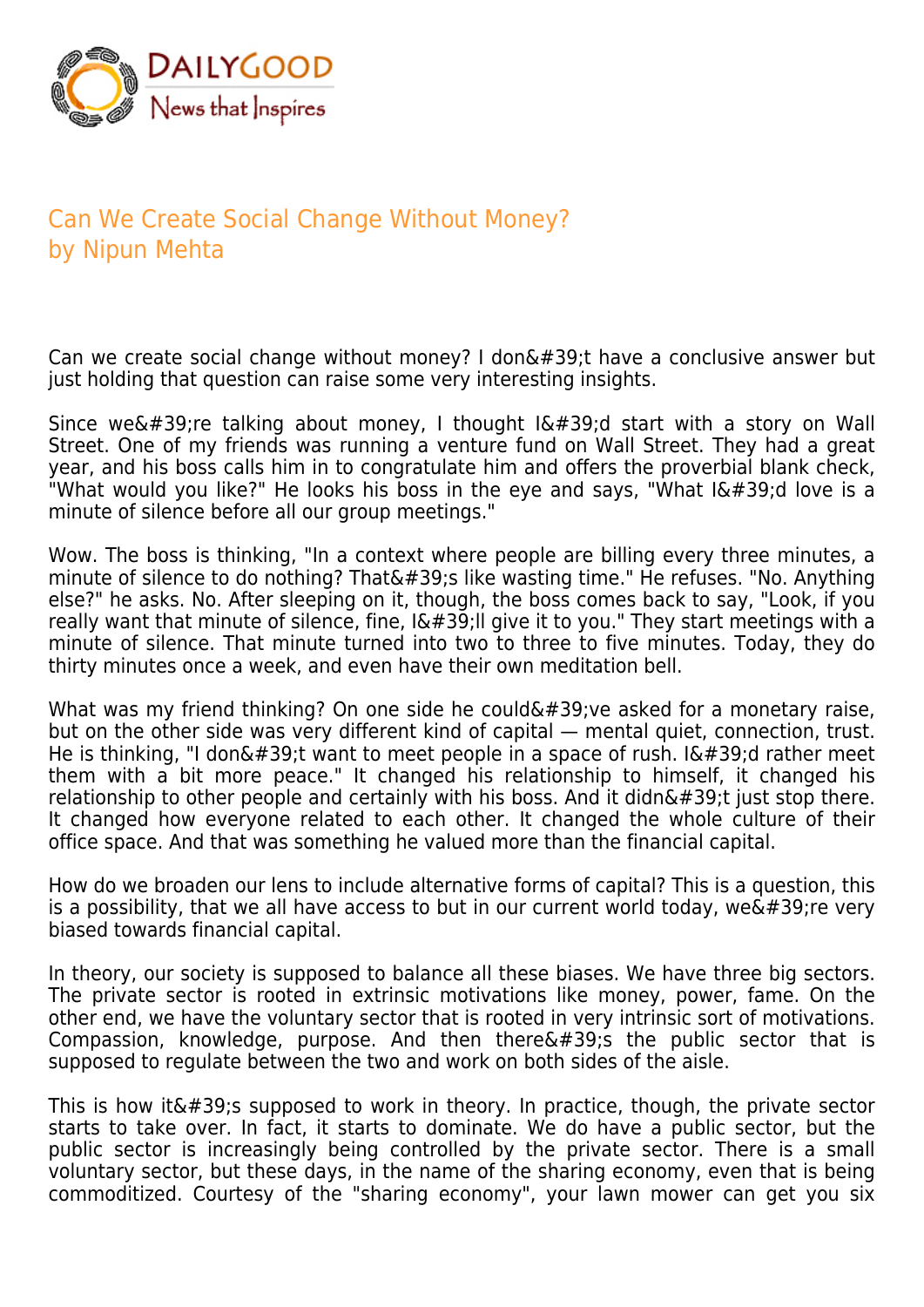# Can We Create Social Change Without Money?
## by Nipun Mehta

Can we create social change without money? I don&#39;t have a conclusive answer but just holding that question can raise some very interesting insights.

Since we&#39;re talking about money, I thought I&#39;d start with a story on Wall Street. One of my friends was running a venture fund on Wall Street. They had a great year, and his boss calls him in to congratulate him and offers the proverbial blank check, "What would you like?" He looks his boss in the eye and says, "What I&#39;d love is a minute of silence before all our group meetings."

Wow. The boss is thinking, "In a context where people are billing every three minutes, a minute of silence to do nothing? That&#39;s like wasting time." He refuses. "No. Anything else?" he asks. No. After sleeping on it, though, the boss comes back to say, "Look, if you really want that minute of silence, fine, I&#39;ll give it to you." They start meetings with a minute of silence. That minute turned into two to three to five minutes. Today, they do thirty minutes once a week, and even have their own meditation bell.

What was my friend thinking? On one side he could&#39;ve asked for a monetary raise, but on the other side was very different kind of capital — mental quiet, connection, trust. He is thinking, "I don&#39;t want to meet people in a space of rush. I&#39;d rather meet them with a bit more peace." It changed his relationship to himself, it changed his relationship to other people and certainly with his boss. And it didn&#39;t just stop there. It changed how everyone related to each other. It changed the whole culture of their office space. And that was something he valued more than the financial capital.

How do we broaden our lens to include alternative forms of capital? This is a question, this is a possibility, that we all have access to but in our current world today, we&#39;re very biased towards financial capital.

In theory, our society is supposed to balance all these biases. We have three big sectors. The private sector is rooted in extrinsic motivations like money, power, fame. On the other end, we have the voluntary sector that is rooted in very intrinsic sort of motivations. Compassion, knowledge, purpose. And then there&#39;s the public sector that is supposed to regulate between the two and work on both sides of the aisle.

This is how it&#39;s supposed to work in theory. In practice, though, the private sector starts to take over. In fact, it starts to dominate. We do have a public sector, but the public sector is increasingly being controlled by the private sector. There is a small voluntary sector, but these days, in the name of the sharing economy, even that is being commoditized. Courtesy of the "sharing economy", your lawn mower can get you six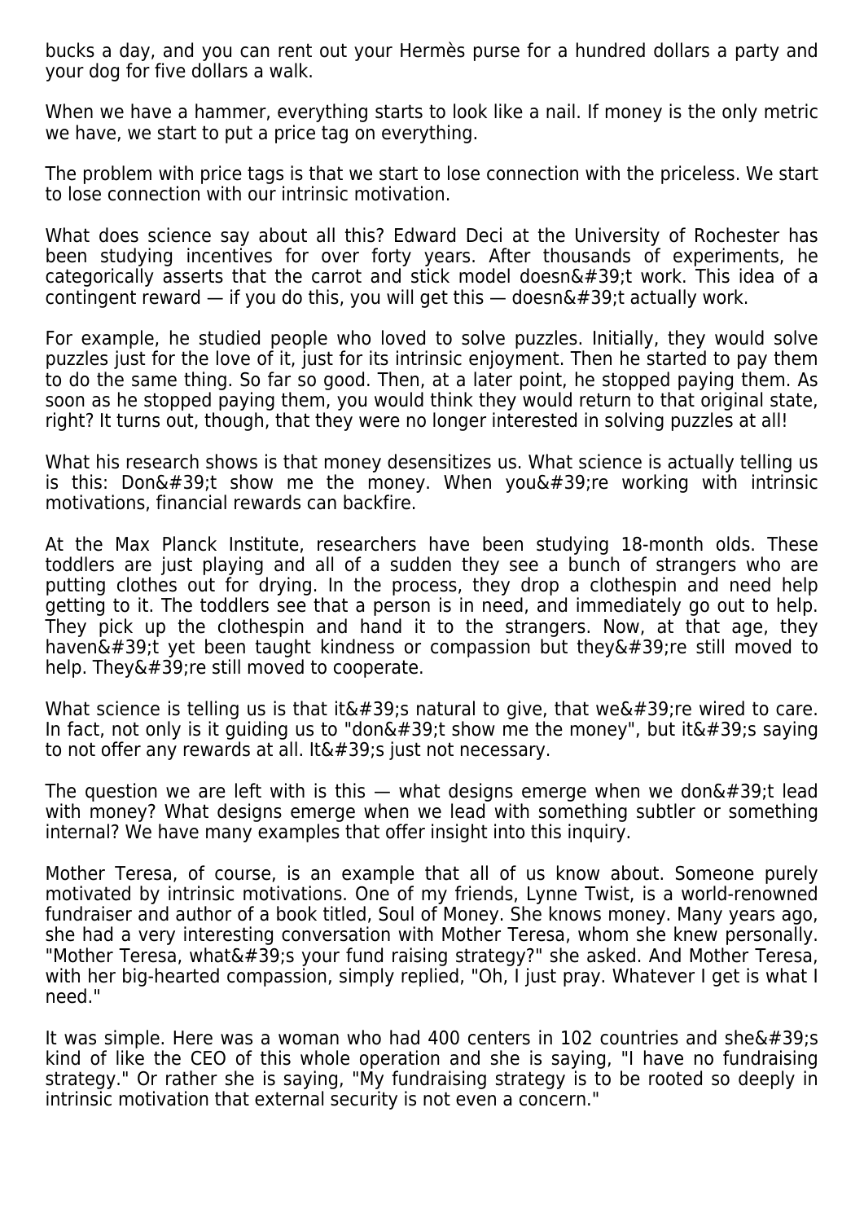bucks a day, and you can rent out your Hermès purse for a hundred dollars a party and your dog for five dollars a walk.

When we have a hammer, everything starts to look like a nail. If money is the only metric we have, we start to put a price tag on everything.

The problem with price tags is that we start to lose connection with the priceless. We start to lose connection with our intrinsic motivation.

What does science say about all this? Edward Deci at the University of Rochester has been studying incentives for over forty years. After thousands of experiments, he categorically asserts that the carrot and stick model doesn&#39;t work. This idea of a contingent reward — if you do this, you will get this — doesn&#39;t actually work.

For example, he studied people who loved to solve puzzles. Initially, they would solve puzzles just for the love of it, just for its intrinsic enjoyment. Then he started to pay them to do the same thing. So far so good. Then, at a later point, he stopped paying them. As soon as he stopped paying them, you would think they would return to that original state, right? It turns out, though, that they were no longer interested in solving puzzles at all!

What his research shows is that money desensitizes us. What science is actually telling us is this: Don&#39;t show me the money. When you&#39;re working with intrinsic motivations, financial rewards can backfire.

At the Max Planck Institute, researchers have been studying 18-month olds. These toddlers are just playing and all of a sudden they see a bunch of strangers who are putting clothes out for drying. In the process, they drop a clothespin and need help getting to it. The toddlers see that a person is in need, and immediately go out to help. They pick up the clothespin and hand it to the strangers. Now, at that age, they haven&#39;t yet been taught kindness or compassion but they&#39;re still moved to help. They&#39;re still moved to cooperate.

What science is telling us is that it&#39;s natural to give, that we&#39;re wired to care. In fact, not only is it guiding us to "don&#39;t show me the money", but it&#39;s saying to not offer any rewards at all. It&#39;s just not necessary.

The question we are left with is this — what designs emerge when we don&#39;t lead with money? What designs emerge when we lead with something subtler or something internal? We have many examples that offer insight into this inquiry.

Mother Teresa, of course, is an example that all of us know about. Someone purely motivated by intrinsic motivations. One of my friends, Lynne Twist, is a world-renowned fundraiser and author of a book titled, Soul of Money. She knows money. Many years ago, she had a very interesting conversation with Mother Teresa, whom she knew personally. "Mother Teresa, what&#39;s your fund raising strategy?" she asked. And Mother Teresa, with her big-hearted compassion, simply replied, "Oh, I just pray. Whatever I get is what I need."

It was simple. Here was a woman who had 400 centers in 102 countries and she&#39;s kind of like the CEO of this whole operation and she is saying, "I have no fundraising strategy." Or rather she is saying, "My fundraising strategy is to be rooted so deeply in intrinsic motivation that external security is not even a concern."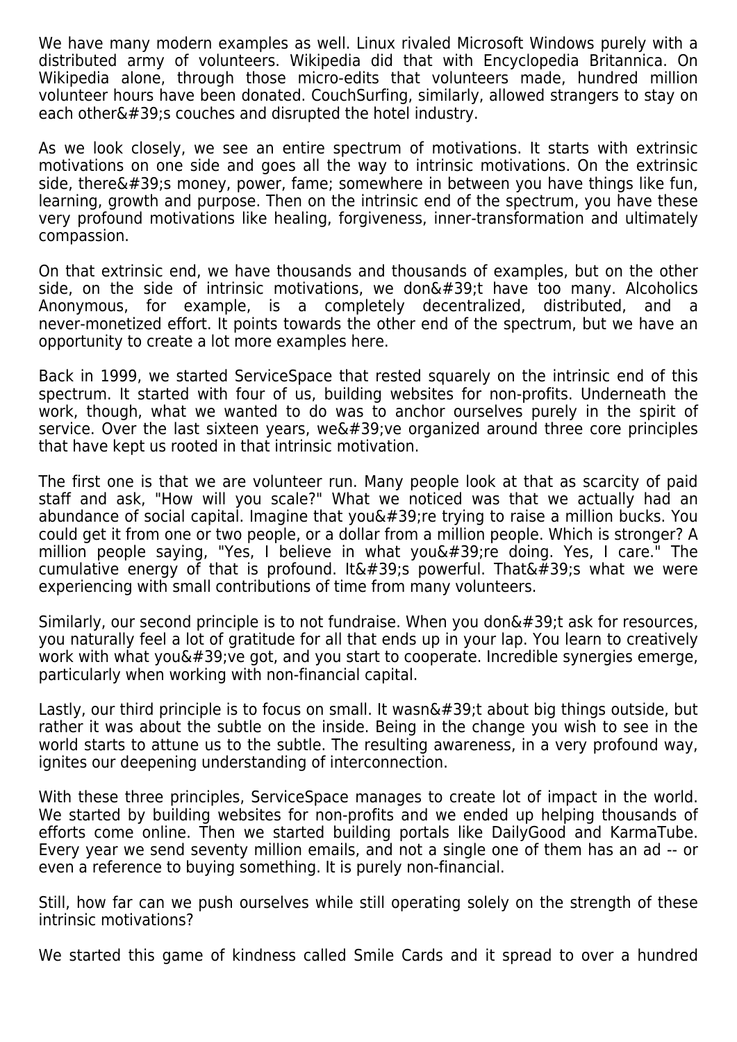We have many modern examples as well. Linux rivaled Microsoft Windows purely with a distributed army of volunteers. Wikipedia did that with Encyclopedia Britannica. On Wikipedia alone, through those micro-edits that volunteers made, hundred million volunteer hours have been donated. CouchSurfing, similarly, allowed strangers to stay on each other&#39;s couches and disrupted the hotel industry.

As we look closely, we see an entire spectrum of motivations. It starts with extrinsic motivations on one side and goes all the way to intrinsic motivations. On the extrinsic side, there&#39;s money, power, fame; somewhere in between you have things like fun, learning, growth and purpose. Then on the intrinsic end of the spectrum, you have these very profound motivations like healing, forgiveness, inner-transformation and ultimately compassion.

On that extrinsic end, we have thousands and thousands of examples, but on the other side, on the side of intrinsic motivations, we don&#39;t have too many. Alcoholics Anonymous, for example, is a completely decentralized, distributed, and a never-monetized effort. It points towards the other end of the spectrum, but we have an opportunity to create a lot more examples here.

Back in 1999, we started ServiceSpace that rested squarely on the intrinsic end of this spectrum. It started with four of us, building websites for non-profits. Underneath the work, though, what we wanted to do was to anchor ourselves purely in the spirit of service. Over the last sixteen years, we&#39;ve organized around three core principles that have kept us rooted in that intrinsic motivation.

The first one is that we are volunteer run. Many people look at that as scarcity of paid staff and ask, "How will you scale?" What we noticed was that we actually had an abundance of social capital. Imagine that you&#39;re trying to raise a million bucks. You could get it from one or two people, or a dollar from a million people. Which is stronger? A million people saying, "Yes, I believe in what you&#39;re doing. Yes, I care." The cumulative energy of that is profound. It&#39;s powerful. That&#39;s what we were experiencing with small contributions of time from many volunteers.

Similarly, our second principle is to not fundraise. When you don&#39;t ask for resources, you naturally feel a lot of gratitude for all that ends up in your lap. You learn to creatively work with what you&#39;ve got, and you start to cooperate. Incredible synergies emerge, particularly when working with non-financial capital.

Lastly, our third principle is to focus on small. It wasn&#39;t about big things outside, but rather it was about the subtle on the inside. Being in the change you wish to see in the world starts to attune us to the subtle. The resulting awareness, in a very profound way, ignites our deepening understanding of interconnection.

With these three principles, ServiceSpace manages to create lot of impact in the world. We started by building websites for non-profits and we ended up helping thousands of efforts come online. Then we started building portals like DailyGood and KarmaTube. Every year we send seventy million emails, and not a single one of them has an ad -- or even a reference to buying something. It is purely non-financial.

Still, how far can we push ourselves while still operating solely on the strength of these intrinsic motivations?

We started this game of kindness called Smile Cards and it spread to over a hundred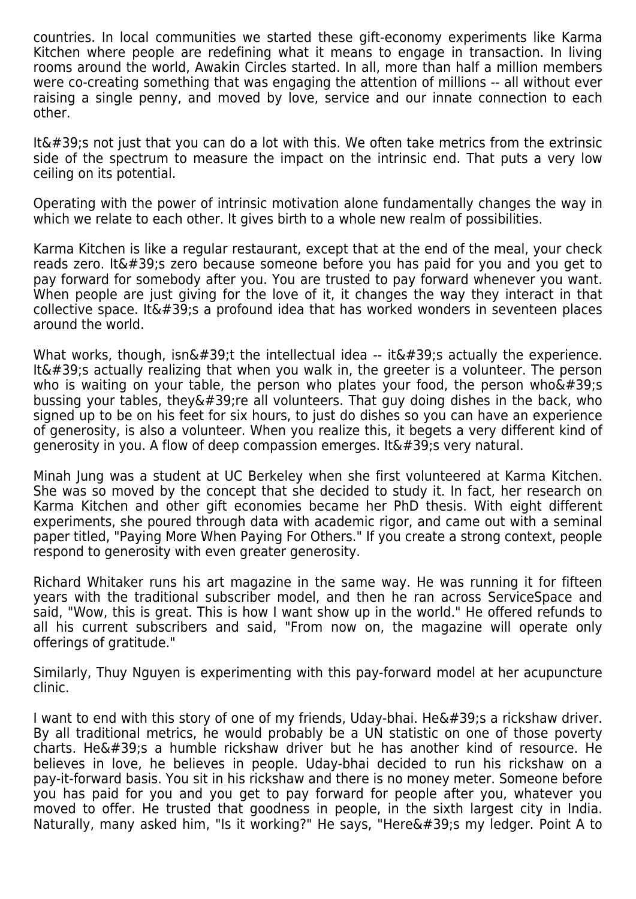countries. In local communities we started these gift-economy experiments like Karma Kitchen where people are redefining what it means to engage in transaction. In living rooms around the world, Awakin Circles started. In all, more than half a million members were co-creating something that was engaging the attention of millions -- all without ever raising a single penny, and moved by love, service and our innate connection to each other.

It&#39;s not just that you can do a lot with this. We often take metrics from the extrinsic side of the spectrum to measure the impact on the intrinsic end. That puts a very low ceiling on its potential.

Operating with the power of intrinsic motivation alone fundamentally changes the way in which we relate to each other. It gives birth to a whole new realm of possibilities.

Karma Kitchen is like a regular restaurant, except that at the end of the meal, your check reads zero. It&#39;s zero because someone before you has paid for you and you get to pay forward for somebody after you. You are trusted to pay forward whenever you want. When people are just giving for the love of it, it changes the way they interact in that collective space. It&#39;s a profound idea that has worked wonders in seventeen places around the world.

What works, though, isn&#39;t the intellectual idea -- it&#39;s actually the experience. It&#39;s actually realizing that when you walk in, the greeter is a volunteer. The person who is waiting on your table, the person who plates your food, the person who&#39;s bussing your tables, they&#39;re all volunteers. That guy doing dishes in the back, who signed up to be on his feet for six hours, to just do dishes so you can have an experience of generosity, is also a volunteer. When you realize this, it begets a very different kind of generosity in you. A flow of deep compassion emerges. It&#39;s very natural.

Minah Jung was a student at UC Berkeley when she first volunteered at Karma Kitchen. She was so moved by the concept that she decided to study it. In fact, her research on Karma Kitchen and other gift economies became her PhD thesis. With eight different experiments, she poured through data with academic rigor, and came out with a seminal paper titled, "Paying More When Paying For Others." If you create a strong context, people respond to generosity with even greater generosity.

Richard Whitaker runs his art magazine in the same way. He was running it for fifteen years with the traditional subscriber model, and then he ran across ServiceSpace and said, "Wow, this is great. This is how I want show up in the world." He offered refunds to all his current subscribers and said, "From now on, the magazine will operate only offerings of gratitude."

Similarly, Thuy Nguyen is experimenting with this pay-forward model at her acupuncture clinic.

I want to end with this story of one of my friends, Uday-bhai. He&#39;s a rickshaw driver. By all traditional metrics, he would probably be a UN statistic on one of those poverty charts. He&#39;s a humble rickshaw driver but he has another kind of resource. He believes in love, he believes in people. Uday-bhai decided to run his rickshaw on a pay-it-forward basis. You sit in his rickshaw and there is no money meter. Someone before you has paid for you and you get to pay forward for people after you, whatever you moved to offer. He trusted that goodness in people, in the sixth largest city in India. Naturally, many asked him, "Is it working?" He says, "Here&#39;s my ledger. Point A to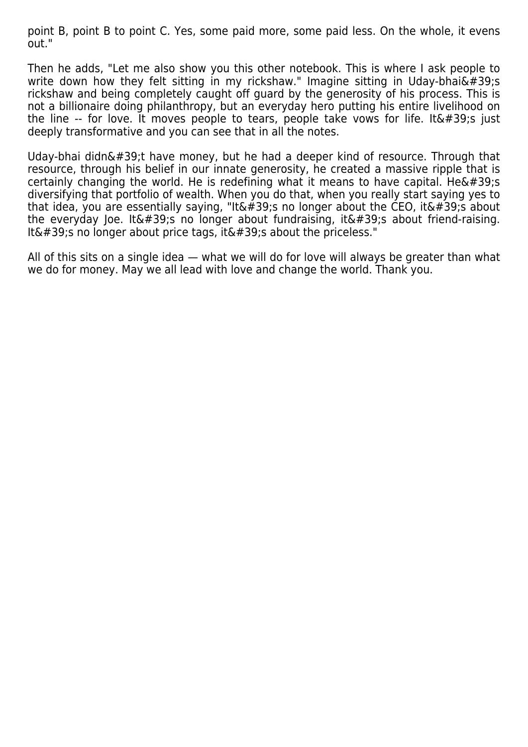point B, point B to point C. Yes, some paid more, some paid less. On the whole, it evens out."

Then he adds, "Let me also show you this other notebook. This is where I ask people to write down how they felt sitting in my rickshaw." Imagine sitting in Uday-bhai&#39;s rickshaw and being completely caught off guard by the generosity of his process. This is not a billionaire doing philanthropy, but an everyday hero putting his entire livelihood on the line -- for love. It moves people to tears, people take vows for life. It&#39;s just deeply transformative and you can see that in all the notes.

Uday-bhai didn&#39;t have money, but he had a deeper kind of resource. Through that resource, through his belief in our innate generosity, he created a massive ripple that is certainly changing the world. He is redefining what it means to have capital. He&#39;s diversifying that portfolio of wealth. When you do that, when you really start saying yes to that idea, you are essentially saying, "It&#39;s no longer about the CEO, it&#39;s about the everyday Joe. It&#39;s no longer about fundraising, it&#39;s about friend-raising. It&#39;s no longer about price tags, it&#39;s about the priceless."

All of this sits on a single idea — what we will do for love will always be greater than what we do for money. May we all lead with love and change the world. Thank you.